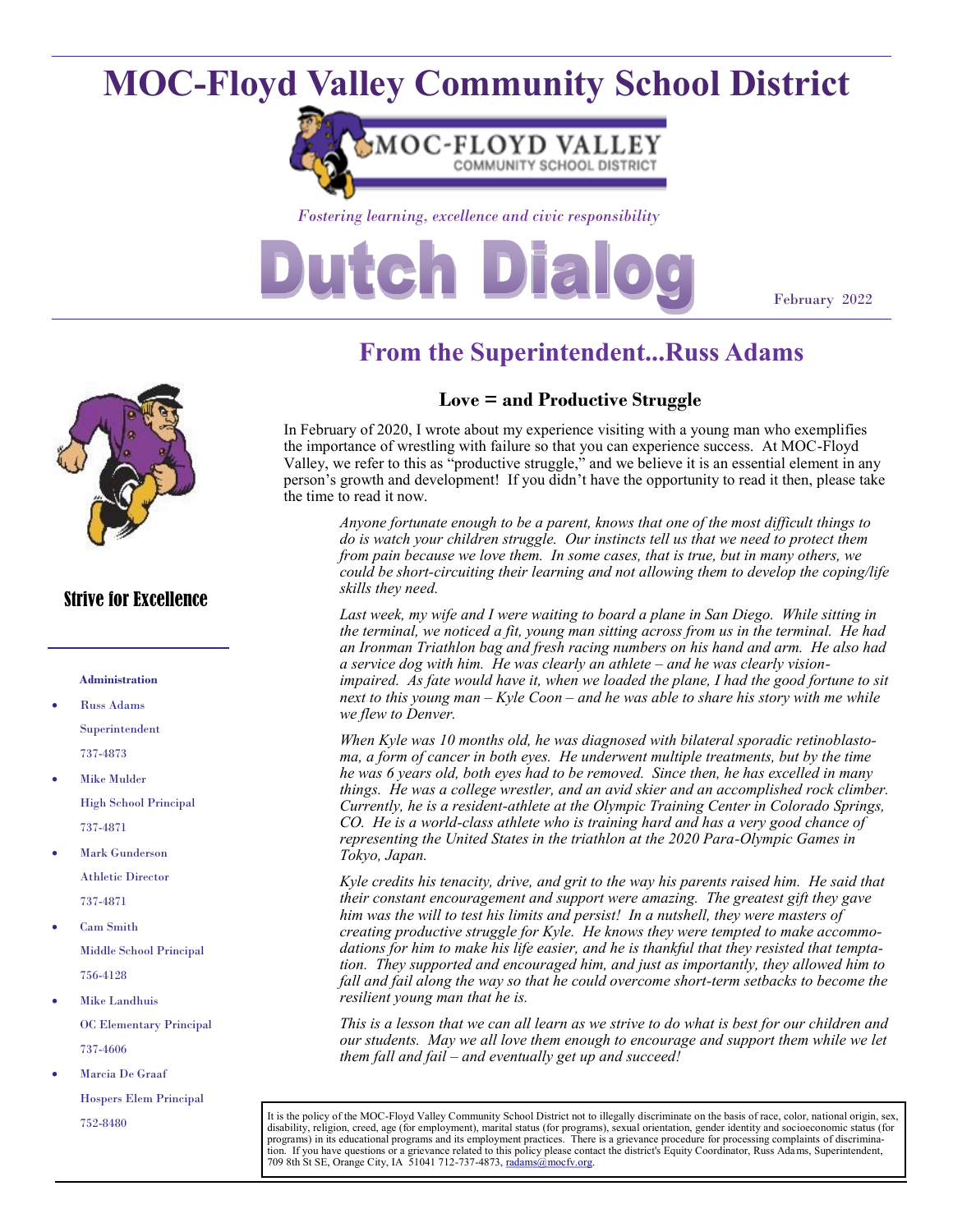# MOC-Floyd Valley Community School District

*Fostering learning, excellence and civic responsibility*

# Dutch Dialog

February 2022

Strive for Excellence

**Administration**

- Russ Adams
  Superintendent
  737-4873
- Mike Mulder
  High School Principal
  737-4871
- Mark Gunderson
  Athletic Director
  737-4871
- Cam Smith
  Middle School Principal
  756-4128
- Mike Landhuis
  OC Elementary Principal
  737-4606
- Marcia De Graaf
  Hospers Elem Principal
  752-8480

## From the Superintendent...Russ Adams

### Love = and Productive Struggle

In February of 2020, I wrote about my experience visiting with a young man who exemplifies the importance of wrestling with failure so that you can experience success. At MOC-Floyd Valley, we refer to this as "productive struggle," and we believe it is an essential element in any person's growth and development! If you didn't have the opportunity to read it then, please take the time to read it now.

*Anyone fortunate enough to be a parent, knows that one of the most difficult things to do is watch your children struggle. Our instincts tell us that we need to protect them from pain because we love them. In some cases, that is true, but in many others, we could be short-circuiting their learning and not allowing them to develop the coping/life skills they need.*

*Last week, my wife and I were waiting to board a plane in San Diego. While sitting in the terminal, we noticed a fit, young man sitting across from us in the terminal. He had an Ironman Triathlon bag and fresh racing numbers on his hand and arm. He also had a service dog with him. He was clearly an athlete – and he was clearly vision-impaired. As fate would have it, when we loaded the plane, I had the good fortune to sit next to this young man – Kyle Coon – and he was able to share his story with me while we flew to Denver.*

*When Kyle was 10 months old, he was diagnosed with bilateral sporadic retinoblastoma, a form of cancer in both eyes. He underwent multiple treatments, but by the time he was 6 years old, both eyes had to be removed. Since then, he has excelled in many things. He was a college wrestler, and an avid skier and an accomplished rock climber. Currently, he is a resident-athlete at the Olympic Training Center in Colorado Springs, CO. He is a world-class athlete who is training hard and has a very good chance of representing the United States in the triathlon at the 2020 Para-Olympic Games in Tokyo, Japan.*

*Kyle credits his tenacity, drive, and grit to the way his parents raised him. He said that their constant encouragement and support were amazing. The greatest gift they gave him was the will to test his limits and persist! In a nutshell, they were masters of creating productive struggle for Kyle. He knows they were tempted to make accommodations for him to make his life easier, and he is thankful that they resisted that temptation. They supported and encouraged him, and just as importantly, they allowed him to fall and fail along the way so that he could overcome short-term setbacks to become the resilient young man that he is.*

*This is a lesson that we can all learn as we strive to do what is best for our children and our students. May we all love them enough to encourage and support them while we let them fall and fail – and eventually get up and succeed!*

It is the policy of the MOC-Floyd Valley Community School District not to illegally discriminate on the basis of race, color, national origin, sex, disability, religion, creed, age (for employment), marital status (for programs), sexual orientation, gender identity and socioeconomic status (for programs) in its educational programs and its employment practices. There is a grievance procedure for processing complaints of discrimination. If you have questions or a grievance related to this policy please contact the district's Equity Coordinator, Russ Adams, Superintendent, 709 8th St SE, Orange City, IA 51041 712-737-4873, radams@mocfv.org.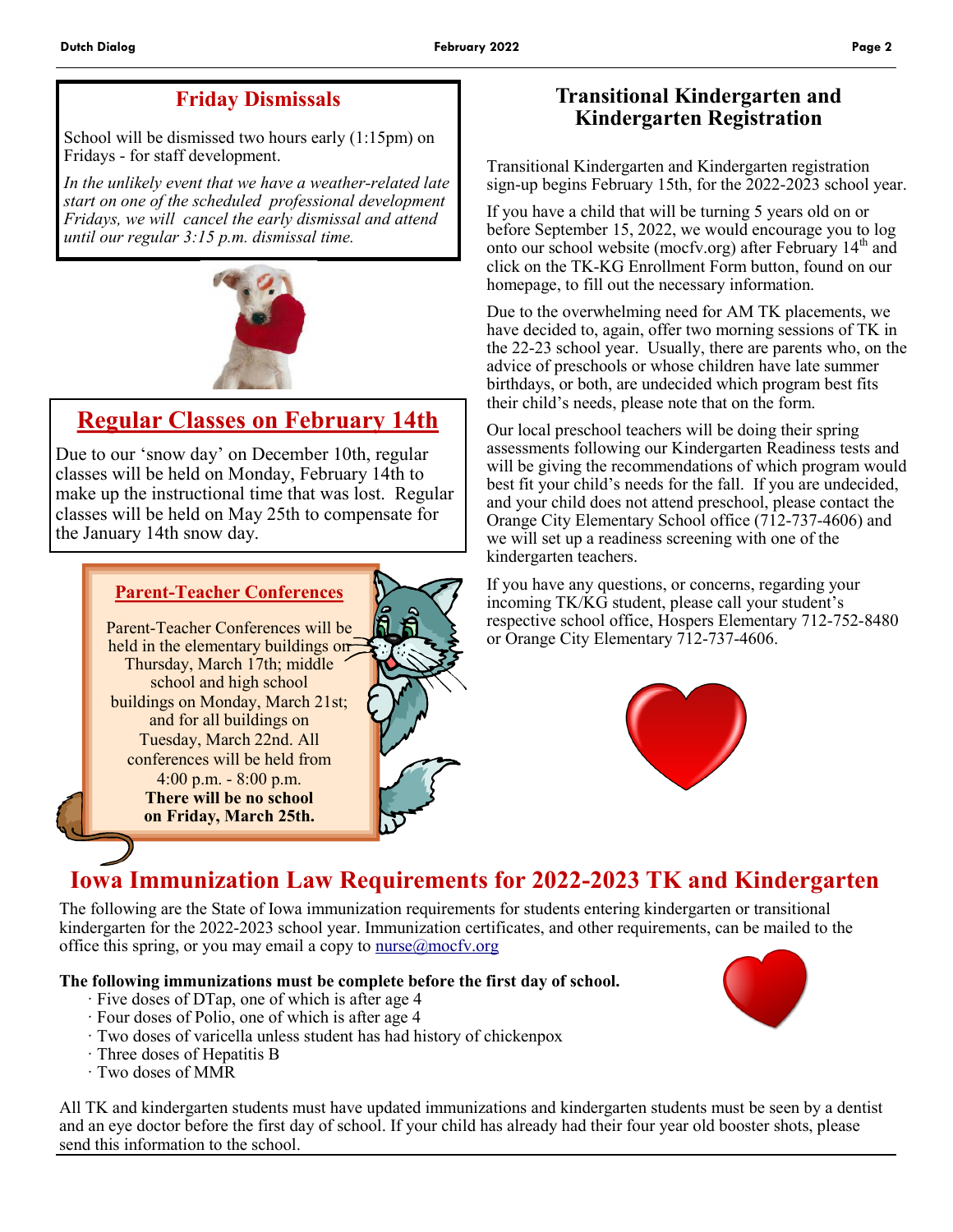## Friday Dismissals

School will be dismissed two hours early (1:15pm) on Fridays - for staff development.

*In the unlikely event that we have a weather-related late start on one of the scheduled professional development Fridays, we will cancel the early dismissal and attend until our regular 3:15 p.m. dismissal time.*

## Regular Classes on February 14th

Due to our 'snow day' on December 10th, regular classes will be held on Monday, February 14th to make up the instructional time that was lost. Regular classes will be held on May 25th to compensate for the January 14th snow day.

### Parent-Teacher Conferences

Parent-Teacher Conferences will be held in the elementary buildings on Thursday, March 17th; middle school and high school buildings on Monday, March 21st; and for all buildings on Tuesday, March 22nd. All conferences will be held from 4:00 p.m. - 8:00 p.m.

**There will be no school on Friday, March 25th.**

## Transitional Kindergarten and Kindergarten Registration

Transitional Kindergarten and Kindergarten registration sign-up begins February 15th, for the 2022-2023 school year.

If you have a child that will be turning 5 years old on or before September 15, 2022, we would encourage you to log onto our school website (mocfv.org) after February 14th and click on the TK-KG Enrollment Form button, found on our homepage, to fill out the necessary information.

Due to the overwhelming need for AM TK placements, we have decided to, again, offer two morning sessions of TK in the 22-23 school year. Usually, there are parents who, on the advice of preschools or whose children have late summer birthdays, or both, are undecided which program best fits their child's needs, please note that on the form.

Our local preschool teachers will be doing their spring assessments following our Kindergarten Readiness tests and will be giving the recommendations of which program would best fit your child's needs for the fall. If you are undecided, and your child does not attend preschool, please contact the Orange City Elementary School office (712-737-4606) and we will set up a readiness screening with one of the kindergarten teachers.

If you have any questions, or concerns, regarding your incoming TK/KG student, please call your student's respective school office, Hospers Elementary 712-752-8480 or Orange City Elementary 712-737-4606.

## Iowa Immunization Law Requirements for 2022-2023 TK and Kindergarten

The following are the State of Iowa immunization requirements for students entering kindergarten or transitional kindergarten for the 2022-2023 school year. Immunization certificates, and other requirements, can be mailed to the office this spring, or you may email a copy to nurse@mocfv.org

**The following immunizations must be complete before the first day of school.**

- Five doses of DTap, one of which is after age 4
- Four doses of Polio, one of which is after age 4
- Two doses of varicella unless student has had history of chickenpox
- Three doses of Hepatitis B
- Two doses of MMR

All TK and kindergarten students must have updated immunizations and kindergarten students must be seen by a dentist and an eye doctor before the first day of school. If your child has already had their four year old booster shots, please send this information to the school.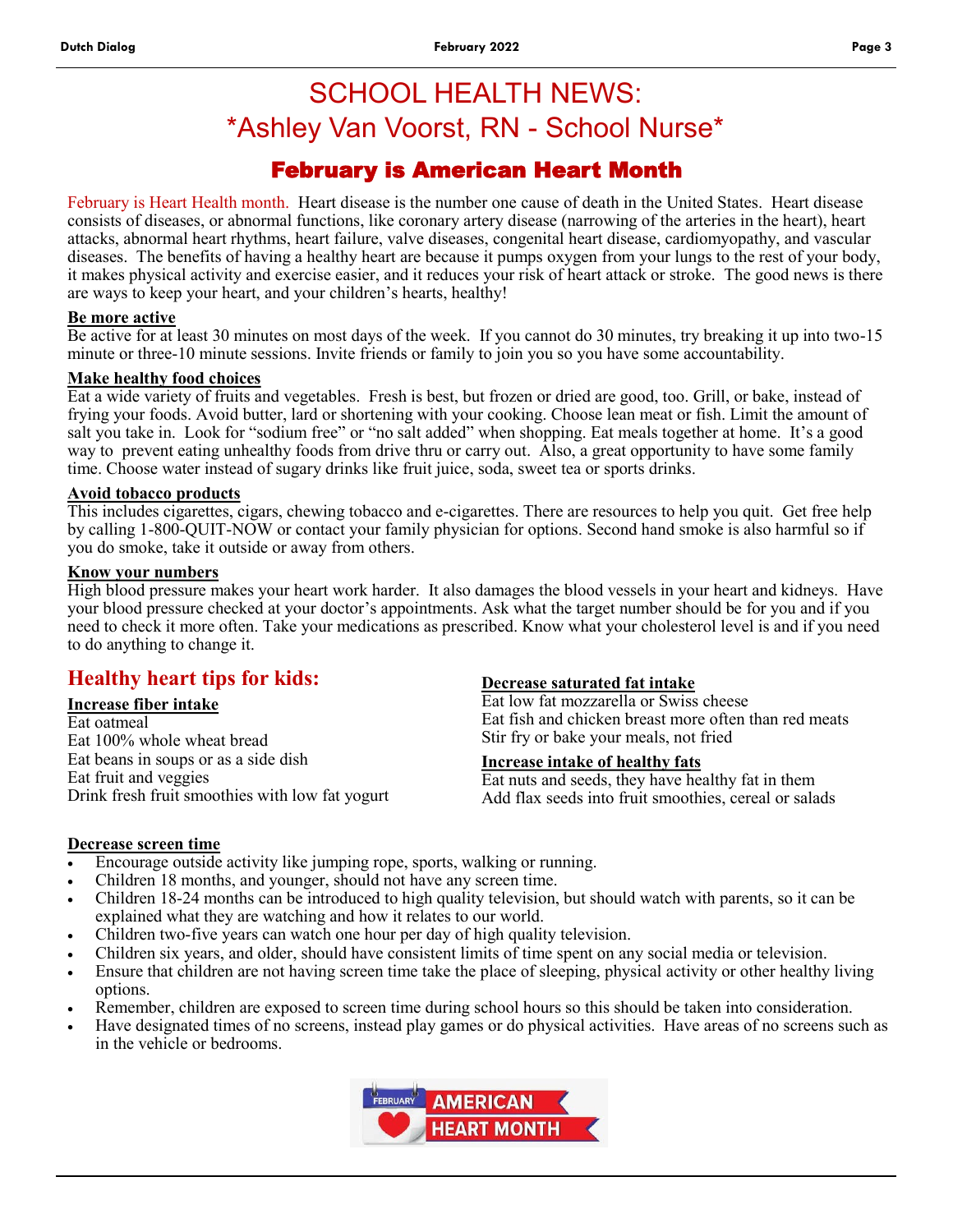# SCHOOL HEALTH NEWS:
# *Ashley Van Voorst, RN - School Nurse*

## February is American Heart Month

February is Heart Health month. Heart disease is the number one cause of death in the United States. Heart disease consists of diseases, or abnormal functions, like coronary artery disease (narrowing of the arteries in the heart), heart attacks, abnormal heart rhythms, heart failure, valve diseases, congenital heart disease, cardiomyopathy, and vascular diseases. The benefits of having a healthy heart are because it pumps oxygen from your lungs to the rest of your body, it makes physical activity and exercise easier, and it reduces your risk of heart attack or stroke. The good news is there are ways to keep your heart, and your children's hearts, healthy!

**Be more active**

Be active for at least 30 minutes on most days of the week. If you cannot do 30 minutes, try breaking it up into two-15 minute or three-10 minute sessions. Invite friends or family to join you so you have some accountability.

**Make healthy food choices**

Eat a wide variety of fruits and vegetables. Fresh is best, but frozen or dried are good, too. Grill, or bake, instead of frying your foods. Avoid butter, lard or shortening with your cooking. Choose lean meat or fish. Limit the amount of salt you take in. Look for "sodium free" or "no salt added" when shopping. Eat meals together at home. It's a good way to prevent eating unhealthy foods from drive thru or carry out. Also, a great opportunity to have some family time. Choose water instead of sugary drinks like fruit juice, soda, sweet tea or sports drinks.

**Avoid tobacco products**

This includes cigarettes, cigars, chewing tobacco and e-cigarettes. There are resources to help you quit. Get free help by calling 1-800-QUIT-NOW or contact your family physician for options. Second hand smoke is also harmful so if you do smoke, take it outside or away from others.

**Know your numbers**

High blood pressure makes your heart work harder. It also damages the blood vessels in your heart and kidneys. Have your blood pressure checked at your doctor's appointments. Ask what the target number should be for you and if you need to check it more often. Take your medications as prescribed. Know what your cholesterol level is and if you need to do anything to change it.

## Healthy heart tips for kids:

**Increase fiber intake**

Eat oatmeal
Eat 100% whole wheat bread
Eat beans in soups or as a side dish
Eat fruit and veggies
Drink fresh fruit smoothies with low fat yogurt

**Decrease saturated fat intake**

Eat low fat mozzarella or Swiss cheese
Eat fish and chicken breast more often than red meats
Stir fry or bake your meals, not fried

**Increase intake of healthy fats**

Eat nuts and seeds, they have healthy fat in them
Add flax seeds into fruit smoothies, cereal or salads

**Decrease screen time**

- Encourage outside activity like jumping rope, sports, walking or running.
- Children 18 months, and younger, should not have any screen time.
- Children 18-24 months can be introduced to high quality television, but should watch with parents, so it can be explained what they are watching and how it relates to our world.
- Children two-five years can watch one hour per day of high quality television.
- Children six years, and older, should have consistent limits of time spent on any social media or television.
- Ensure that children are not having screen time take the place of sleeping, physical activity or other healthy living options.
- Remember, children are exposed to screen time during school hours so this should be taken into consideration.
- Have designated times of no screens, instead play games or do physical activities. Have areas of no screens such as in the vehicle or bedrooms.

FEBRUARY AMERICAN HEART MONTH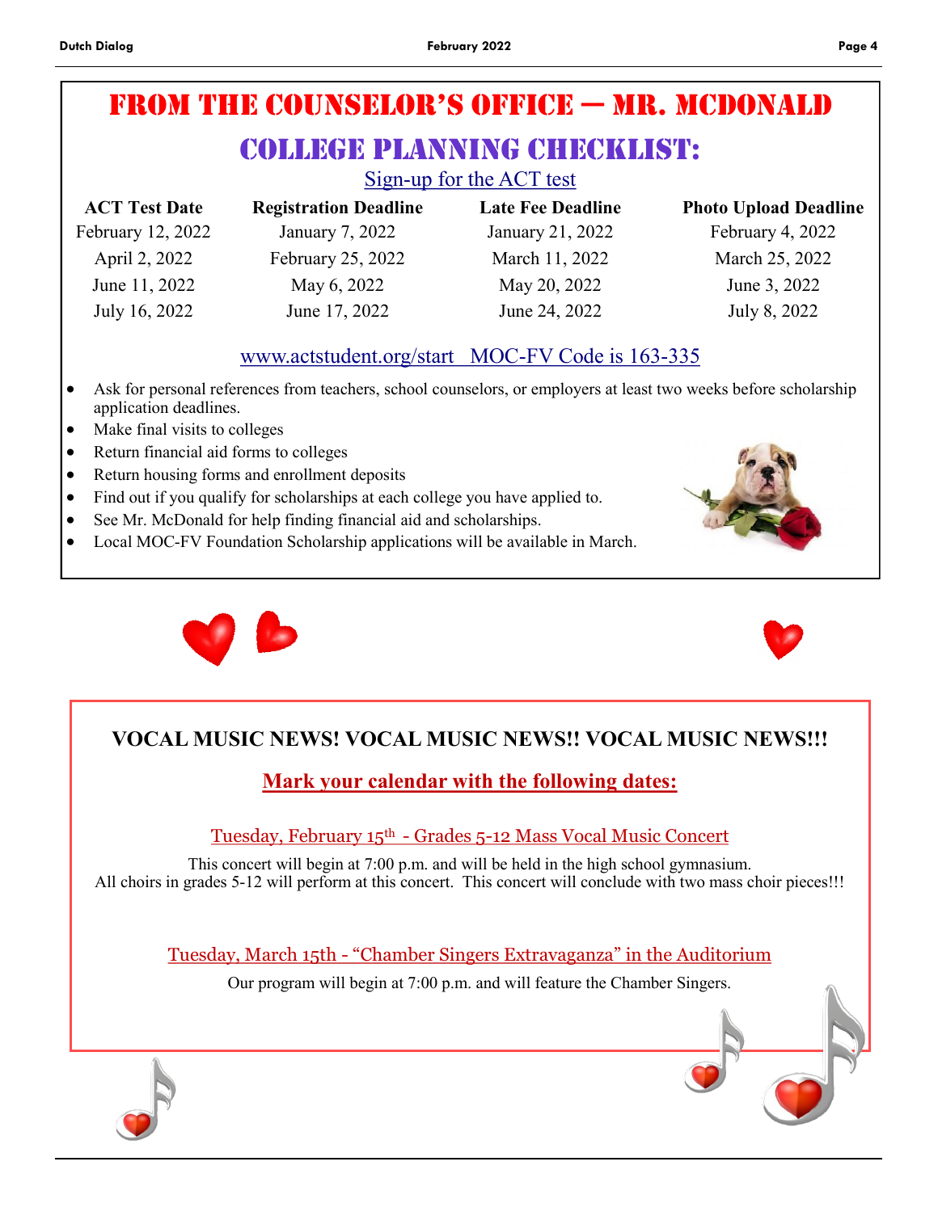# From the Counselor's Office — Mr. McDonald

## College Planning Checklist:

Sign-up for the ACT test

| ACT Test Date | Registration Deadline | Late Fee Deadline | Photo Upload Deadline |
|---|---|---|---|
| February 12, 2022 | January 7, 2022 | January 21, 2022 | February 4, 2022 |
| April 2, 2022 | February 25, 2022 | March 11, 2022 | March 25, 2022 |
| June 11, 2022 | May 6, 2022 | May 20, 2022 | June 3, 2022 |
| July 16, 2022 | June 17, 2022 | June 24, 2022 | July 8, 2022 |

www.actstudent.org/start   MOC-FV Code is 163-335

- Ask for personal references from teachers, school counselors, or employers at least two weeks before scholarship application deadlines.
- Make final visits to colleges
- Return financial aid forms to colleges
- Return housing forms and enrollment deposits
- Find out if you qualify for scholarships at each college you have applied to.
- See Mr. McDonald for help finding financial aid and scholarships.
- Local MOC-FV Foundation Scholarship applications will be available in March.

## VOCAL MUSIC NEWS! VOCAL MUSIC NEWS!! VOCAL MUSIC NEWS!!!

**Mark your calendar with the following dates:**

Tuesday, February 15th - Grades 5-12 Mass Vocal Music Concert

This concert will begin at 7:00 p.m. and will be held in the high school gymnasium. All choirs in grades 5-12 will perform at this concert. This concert will conclude with two mass choir pieces!!!

Tuesday, March 15th - "Chamber Singers Extravaganza" in the Auditorium

Our program will begin at 7:00 p.m. and will feature the Chamber Singers.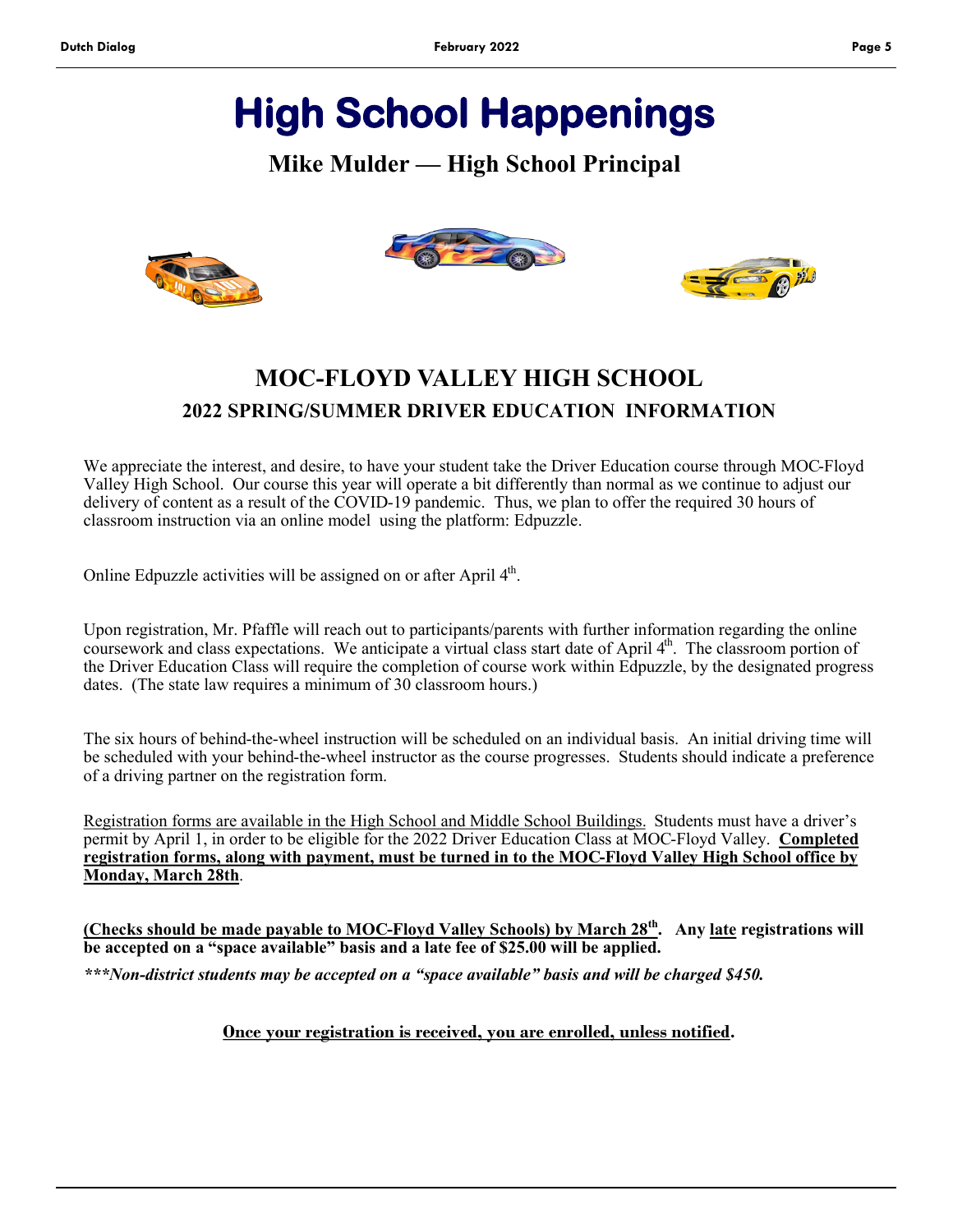# High School Happenings

## Mike Mulder — High School Principal

## MOC-FLOYD VALLEY HIGH SCHOOL

### 2022 SPRING/SUMMER DRIVER EDUCATION INFORMATION

We appreciate the interest, and desire, to have your student take the Driver Education course through MOC-Floyd Valley High School. Our course this year will operate a bit differently than normal as we continue to adjust our delivery of content as a result of the COVID-19 pandemic. Thus, we plan to offer the required 30 hours of classroom instruction via an online model using the platform: Edpuzzle.

Online Edpuzzle activities will be assigned on or after April 4th.

Upon registration, Mr. Pfaffle will reach out to participants/parents with further information regarding the online coursework and class expectations. We anticipate a virtual class start date of April 4th. The classroom portion of the Driver Education Class will require the completion of course work within Edpuzzle, by the designated progress dates. (The state law requires a minimum of 30 classroom hours.)

The six hours of behind-the-wheel instruction will be scheduled on an individual basis. An initial driving time will be scheduled with your behind-the-wheel instructor as the course progresses. Students should indicate a preference of a driving partner on the registration form.

Registration forms are available in the High School and Middle School Buildings. Students must have a driver's permit by April 1, in order to be eligible for the 2022 Driver Education Class at MOC-Floyd Valley. **Completed registration forms, along with payment, must be turned in to the MOC-Floyd Valley High School office by Monday, March 28th**.

**(Checks should be made payable to MOC-Floyd Valley Schools) by March 28th. Any late registrations will be accepted on a "space available" basis and a late fee of $25.00 will be applied.**

***\*\*\*Non-district students may be accepted on a "space available" basis and will be charged $450.***

**Once your registration is received, you are enrolled, unless notified.**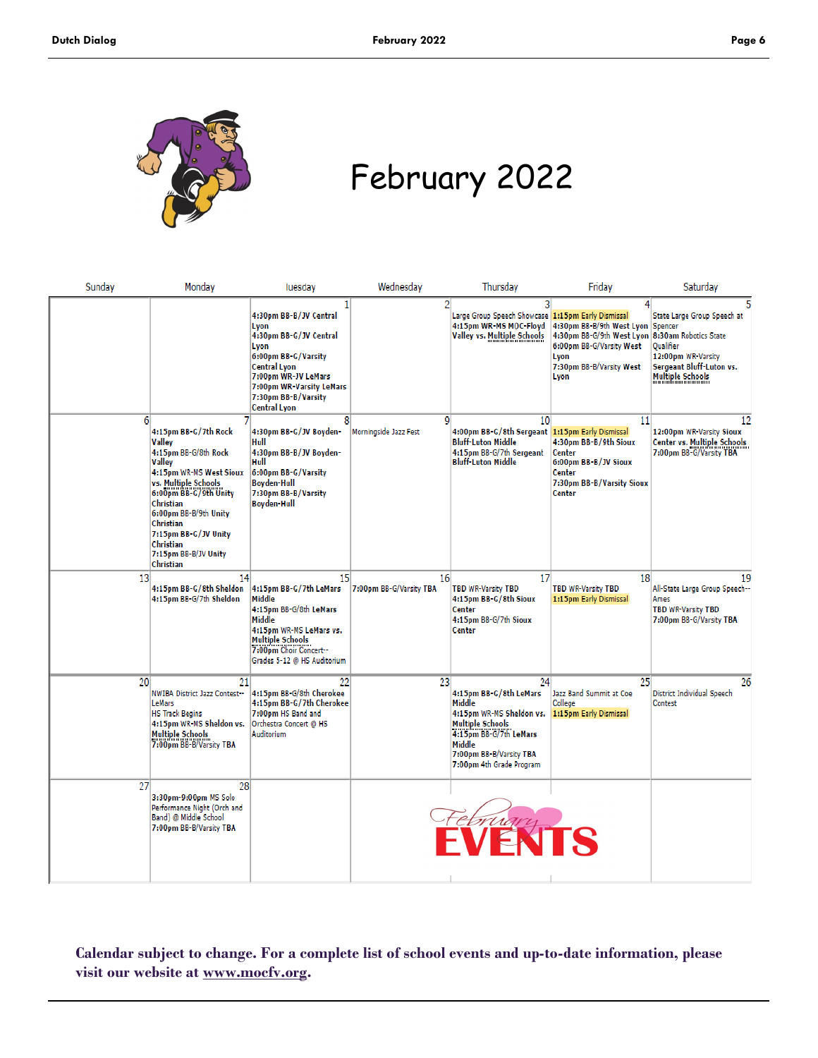# February 2022

| Sunday | Monday | Tuesday | Wednesday | Thursday | Friday | Saturday |
|---|---|---|---|---|---|---|
| | | 1<br>4:30pm BB-B/JV Central Lyon<br>4:30pm BB-G/JV Central Lyon<br>6:00pm BB-G/Varsity Central Lyon<br>7:00pm WR-JV LeMars<br>7:00pm WR-Varsity LeMars<br>7:30pm BB-B/Varsity Central Lyon | 2 | 3<br>Large Group Speech Showcase<br>4:15pm WR-MS MOC-Floyd Valley vs. Multiple Schools | 4<br>1:15pm Early Dismissal<br>4:30pm BB-B/9th West Lyon<br>4:30pm BB-G/9th West Lyon<br>6:00pm BB-G/Varsity West Lyon<br>7:30pm BB-B/Varsity West Lyon | 5<br>State Large Group Speech at Spencer<br>8:30am Robotics State Qualifier<br>12:00pm WR-Varsity Sergeant Bluff-Luton vs. Multiple Schools |
| 6 | 7<br>4:15pm BB-G/7th Rock Valley<br>4:15pm BB-G/8th Rock Valley<br>4:15pm WR-MS West Sioux vs. Multiple Schools<br>6:00pm BB-G/9th Unity Christian<br>6:00pm BB-B/9th Unity Christian<br>7:15pm BB-G/JV Unity Christian<br>7:15pm BB-B/JV Unity Christian | 8<br>4:30pm BB-G/JV Boyden-Hull<br>4:30pm BB-B/JV Boyden-Hull<br>6:00pm BB-G/Varsity Boyden-Hull<br>7:30pm BB-B/Varsity Boyden-Hull | 9<br>Morningside Jazz Fest | 10<br>4:00pm BB-G/8th Sergeant Bluff-Luton Middle<br>4:15pm BB-G/7th Sergeant Bluff-Luton Middle | 11<br>1:15pm Early Dismissal<br>4:30pm BB-B/9th Sioux Center<br>6:00pm BB-B/JV Sioux Center<br>7:30pm BB-B/Varsity Sioux Center | 12<br>12:00pm WR-Varsity Sioux Center vs. Multiple Schools<br>7:00pm BB-G/Varsity TBA |
| 13 | 14<br>4:15pm BB-G/8th Sheldon<br>4:15pm BB-G/7th Sheldon | 15<br>4:15pm BB-G/7th LeMars Middle<br>4:15pm BB-G/8th LeMars Middle<br>4:15pm WR-MS LeMars vs. Multiple Schools<br>7:00pm Choir Concert--Grades 5-12 @ HS Auditorium | 16<br>7:00pm BB-G/Varsity TBA | 17<br>TBD WR-Varsity TBD<br>4:15pm BB-G/8th Sioux Center<br>4:15pm BB-G/7th Sioux Center | 18<br>TBD WR-Varsity TBD<br>1:15pm Early Dismissal | 19<br>All-State Large Group Speech--Ames<br>TBD WR-Varsity TBD<br>7:00pm BB-G/Varsity TBA |
| 20 | 21<br>NWIBA District Jazz Contest--LeMars<br>HS Track Begins<br>4:15pm WR-MS Sheldon vs. Multiple Schools<br>7:00pm BB-B/Varsity TBA | 22<br>4:15pm BB-G/8th Cherokee<br>4:15pm BB-G/7th Cherokee<br>7:00pm HS Band and Orchestra Concert @ HS Auditorium | 23 | 24<br>4:15pm BB-G/8th LeMars Middle<br>4:15pm WR-MS Sheldon vs. Multiple Schools<br>4:15pm BB-G/7th LeMars Middle<br>7:00pm BB-B/Varsity TBA<br>7:00pm 4th Grade Program | 25<br>Jazz Band Summit at Coe College<br>1:15pm Early Dismissal | 26<br>District Individual Speech Contest |
| 27 | 28<br>3:30pm-9:00pm MS Solo Performance Night (Orch and Band) @ Middle School<br>7:00pm BB-B/Varsity TBA | | | | | |

February EVENTS

**Calendar subject to change. For a complete list of school events and up-to-date information, please visit our website at www.mocfv.org.**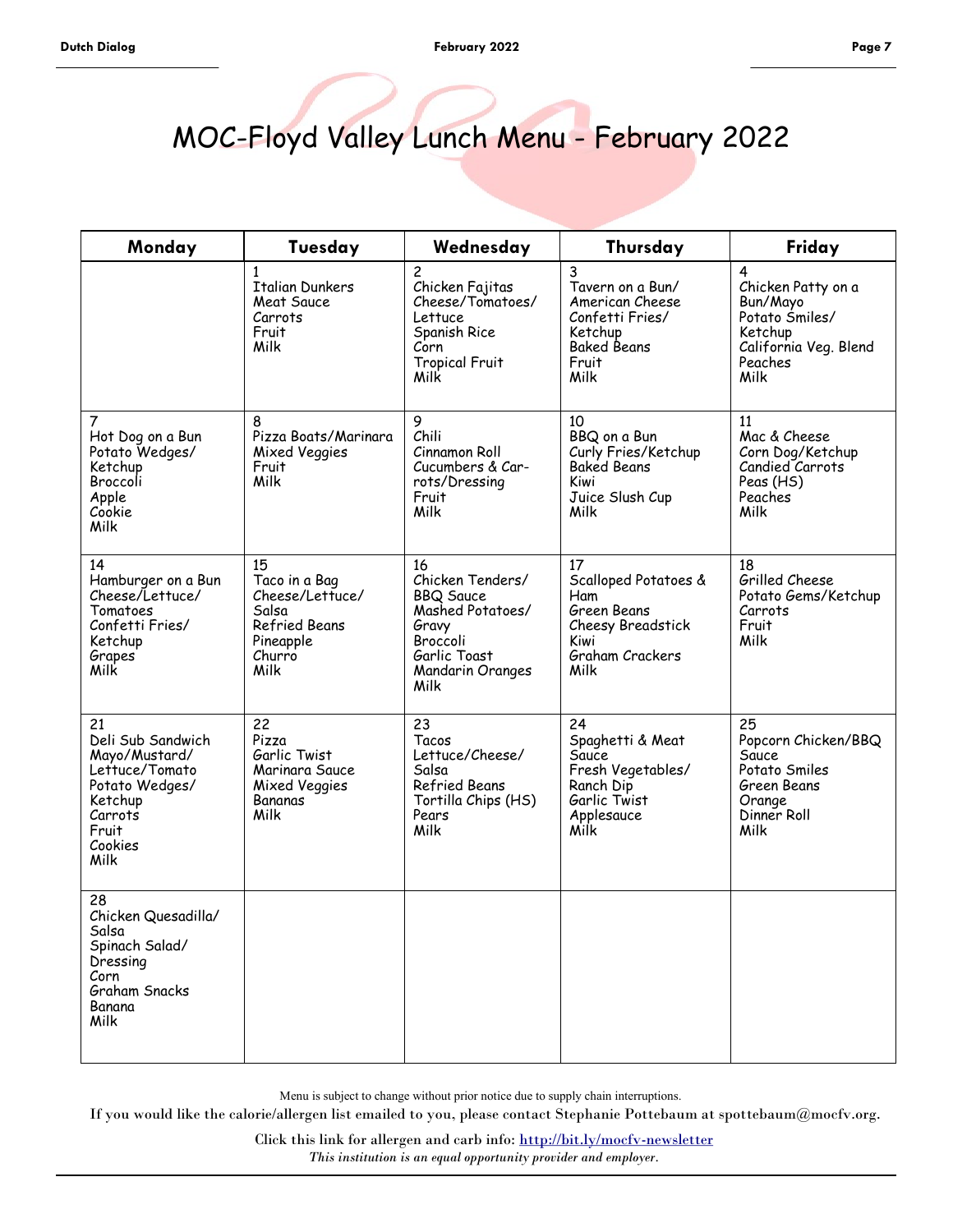# MOC-Floyd Valley Lunch Menu - February 2022

| Monday | Tuesday | Wednesday | Thursday | Friday |
|---|---|---|---|---|
| | 1<br>Italian Dunkers<br>Meat Sauce<br>Carrots<br>Fruit<br>Milk | 2<br>Chicken Fajitas<br>Cheese/Tomatoes/<br>Lettuce<br>Spanish Rice<br>Corn<br>Tropical Fruit<br>Milk | 3<br>Tavern on a Bun/<br>American Cheese<br>Confetti Fries/<br>Ketchup<br>Baked Beans<br>Fruit<br>Milk | 4<br>Chicken Patty on a Bun/Mayo<br>Potato Smiles/<br>Ketchup<br>California Veg. Blend<br>Peaches<br>Milk |
| 7<br>Hot Dog on a Bun<br>Potato Wedges/<br>Ketchup<br>Broccoli<br>Apple<br>Cookie<br>Milk | 8<br>Pizza Boats/Marinara<br>Mixed Veggies<br>Fruit<br>Milk | 9<br>Chili<br>Cinnamon Roll<br>Cucumbers & Carrots/Dressing<br>Fruit<br>Milk | 10<br>BBQ on a Bun<br>Curly Fries/Ketchup<br>Baked Beans<br>Kiwi<br>Juice Slush Cup<br>Milk | 11<br>Mac & Cheese<br>Corn Dog/Ketchup<br>Candied Carrots<br>Peas (HS)<br>Peaches<br>Milk |
| 14<br>Hamburger on a Bun<br>Cheese/Lettuce/<br>Tomatoes<br>Confetti Fries/<br>Ketchup<br>Grapes<br>Milk | 15<br>Taco in a Bag<br>Cheese/Lettuce/<br>Salsa<br>Refried Beans<br>Pineapple<br>Churro<br>Milk | 16<br>Chicken Tenders/<br>BBQ Sauce<br>Mashed Potatoes/<br>Gravy<br>Broccoli<br>Garlic Toast<br>Mandarin Oranges<br>Milk | 17<br>Scalloped Potatoes & Ham<br>Green Beans<br>Cheesy Breadstick<br>Kiwi<br>Graham Crackers<br>Milk | 18<br>Grilled Cheese<br>Potato Gems/Ketchup<br>Carrots<br>Fruit<br>Milk |
| 21<br>Deli Sub Sandwich<br>Mayo/Mustard/<br>Lettuce/Tomato<br>Potato Wedges/<br>Ketchup<br>Carrots<br>Fruit<br>Cookies<br>Milk | 22<br>Pizza<br>Garlic Twist<br>Marinara Sauce<br>Mixed Veggies<br>Bananas<br>Milk | 23<br>Tacos<br>Lettuce/Cheese/<br>Salsa<br>Refried Beans<br>Tortilla Chips (HS)<br>Pears<br>Milk | 24<br>Spaghetti & Meat Sauce<br>Fresh Vegetables/<br>Ranch Dip<br>Garlic Twist<br>Applesauce<br>Milk | 25<br>Popcorn Chicken/BBQ Sauce<br>Potato Smiles<br>Green Beans<br>Orange<br>Dinner Roll<br>Milk |
| 28<br>Chicken Quesadilla/<br>Salsa<br>Spinach Salad/<br>Dressing<br>Corn<br>Graham Snacks<br>Banana<br>Milk | | | | |

Menu is subject to change without prior notice due to supply chain interruptions.

If you would like the calorie/allergen list emailed to you, please contact Stephanie Pottebaum at spottebaum@mocfv.org.

Click this link for allergen and carb info: http://bit.ly/mocfv-newsletter

*This institution is an equal opportunity provider and employer.*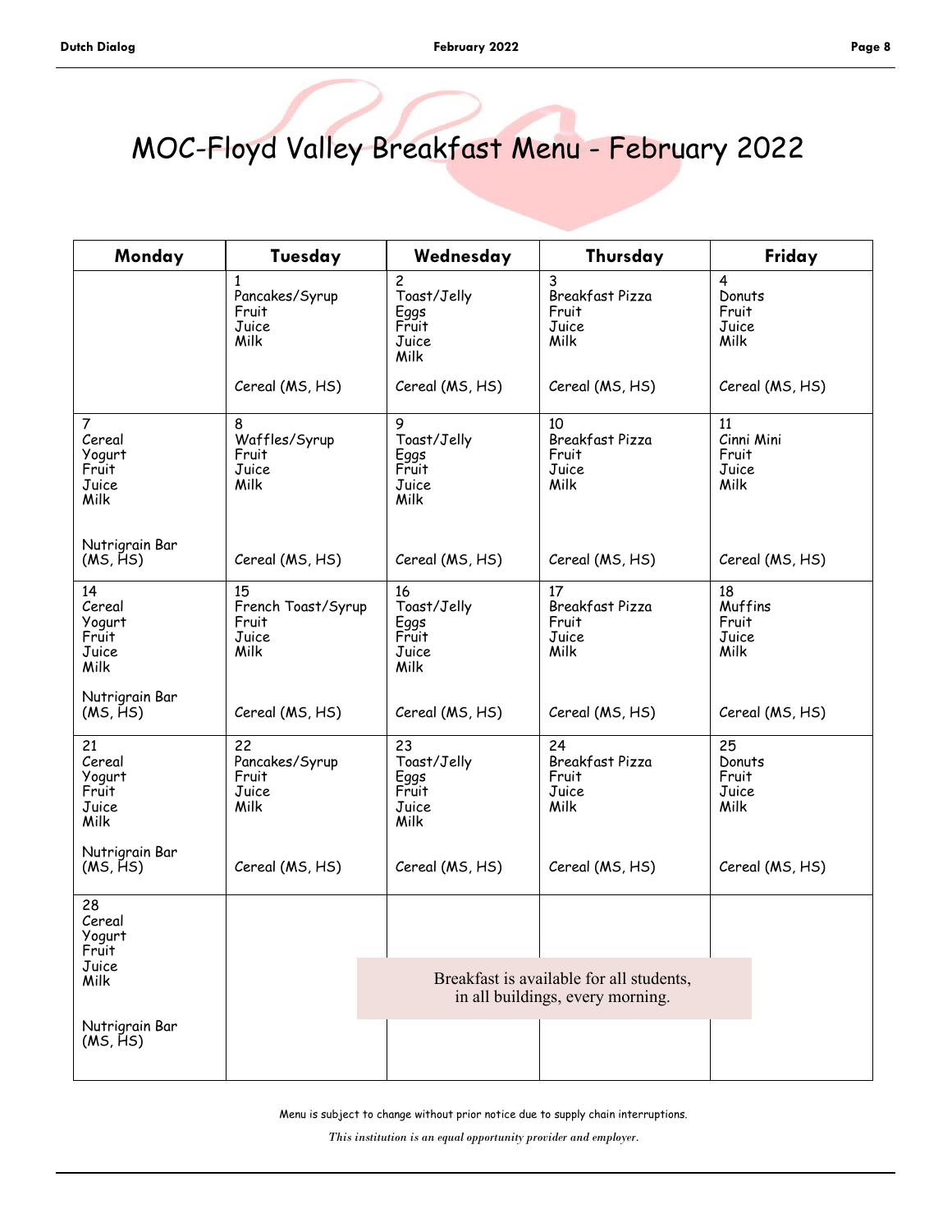# MOC-Floyd Valley Breakfast Menu - February 2022

| Monday | Tuesday | Wednesday | Thursday | Friday |
|---|---|---|---|---|
| | 1<br>Pancakes/Syrup<br>Fruit<br>Juice<br>Milk<br><br>Cereal (MS, HS) | 2<br>Toast/Jelly<br>Eggs<br>Fruit<br>Juice<br>Milk<br><br>Cereal (MS, HS) | 3<br>Breakfast Pizza<br>Fruit<br>Juice<br>Milk<br><br>Cereal (MS, HS) | 4<br>Donuts<br>Fruit<br>Juice<br>Milk<br><br>Cereal (MS, HS) |
| 7<br>Cereal<br>Yogurt<br>Fruit<br>Juice<br>Milk<br><br>Nutrigrain Bar (MS, HS) | 8<br>Waffles/Syrup<br>Fruit<br>Juice<br>Milk<br><br>Cereal (MS, HS) | 9<br>Toast/Jelly<br>Eggs<br>Fruit<br>Juice<br>Milk<br><br>Cereal (MS, HS) | 10<br>Breakfast Pizza<br>Fruit<br>Juice<br>Milk<br><br>Cereal (MS, HS) | 11<br>Cinni Mini<br>Fruit<br>Juice<br>Milk<br><br>Cereal (MS, HS) |
| 14<br>Cereal<br>Yogurt<br>Fruit<br>Juice<br>Milk<br><br>Nutrigrain Bar (MS, HS) | 15<br>French Toast/Syrup<br>Fruit<br>Juice<br>Milk<br><br>Cereal (MS, HS) | 16<br>Toast/Jelly<br>Eggs<br>Fruit<br>Juice<br>Milk<br><br>Cereal (MS, HS) | 17<br>Breakfast Pizza<br>Fruit<br>Juice<br>Milk<br><br>Cereal (MS, HS) | 18<br>Muffins<br>Fruit<br>Juice<br>Milk<br><br>Cereal (MS, HS) |
| 21<br>Cereal<br>Yogurt<br>Fruit<br>Juice<br>Milk<br><br>Nutrigrain Bar (MS, HS) | 22<br>Pancakes/Syrup<br>Fruit<br>Juice<br>Milk<br><br>Cereal (MS, HS) | 23<br>Toast/Jelly<br>Eggs<br>Fruit<br>Juice<br>Milk<br><br>Cereal (MS, HS) | 24<br>Breakfast Pizza<br>Fruit<br>Juice<br>Milk<br><br>Cereal (MS, HS) | 25<br>Donuts<br>Fruit<br>Juice<br>Milk<br><br>Cereal (MS, HS) |
| 28<br>Cereal<br>Yogurt<br>Fruit<br>Juice<br>Milk<br><br>Nutrigrain Bar (MS, HS) | | | | |

Breakfast is available for all students, in all buildings, every morning.

Menu is subject to change without prior notice due to supply chain interruptions.

*This institution is an equal opportunity provider and employer.*